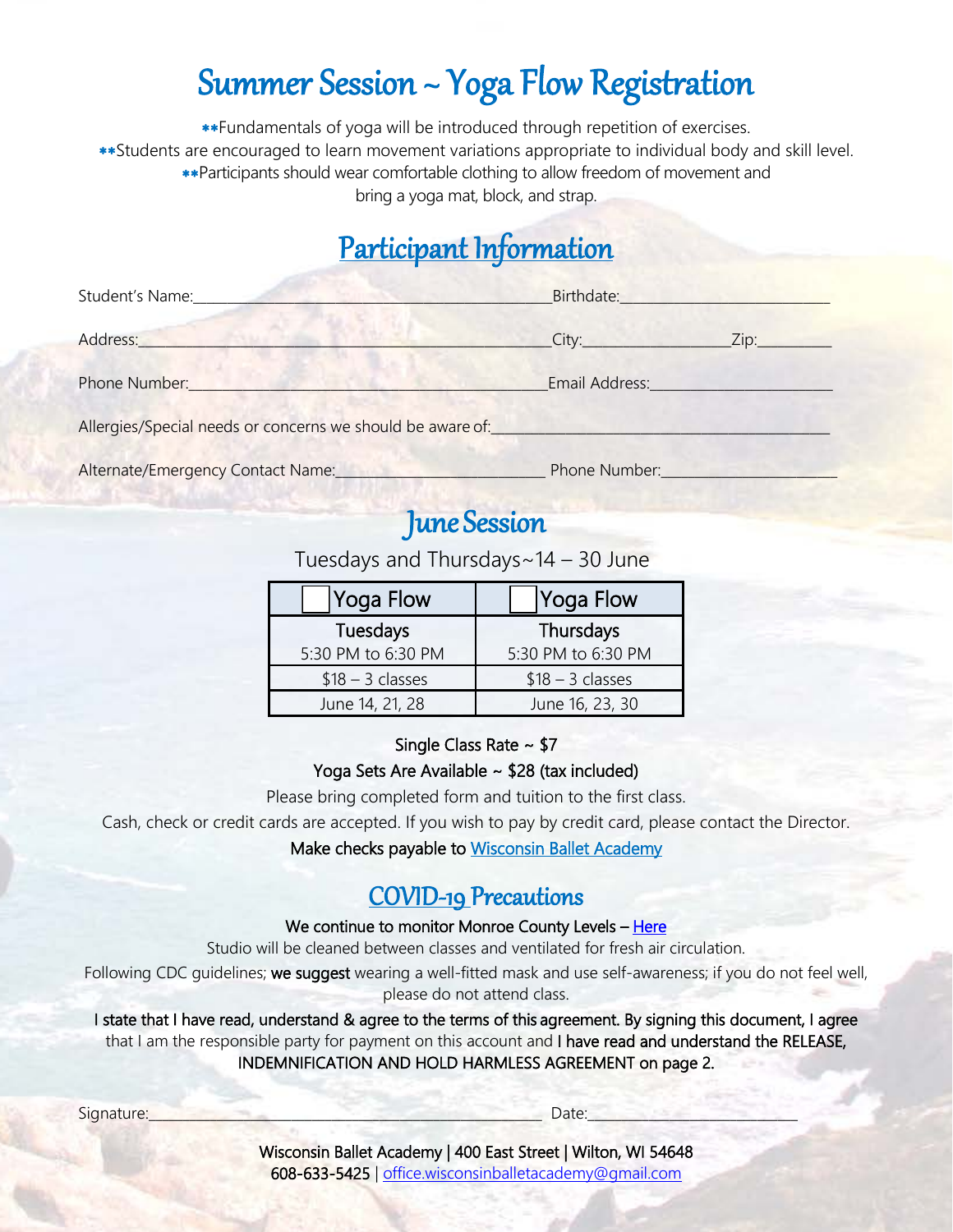# Summer Session ~ Yoga Flow Registration

**Fundamentals of yoga will be introduced through repetition of exercises.
**Students are encouraged to learn movement variations appropriate to individual body and skill level.
**Participants should wear comfortable clothing to allow freedom of movement and bring a yoga mat, block, and strap.

## Participant Information

Student's Name:______________________________ Birthdate:____________________

Address:______________________________ City:______________ Zip:________

Phone Number:______________________________ Email Address:____________________

Allergies/Special needs or concerns we should be aware of:______________________________

Alternate/Emergency Contact Name:____________________ Phone Number:____________________

## June Session

Tuesdays and Thursdays~14 – 30 June

| ☐ Yoga Flow | ☐ Yoga Flow |
|---|---|
| Tuesdays<br>5:30 PM to 6:30 PM | Thursdays<br>5:30 PM to 6:30 PM |
| $18 – 3 classes | $18 – 3 classes |
| June 14, 21, 28 | June 16, 23, 30 |

**Single Class Rate ~ $7**

**Yoga Sets Are Available ~ $28 (tax included)**

Please bring completed form and tuition to the first class.

Cash, check or credit cards are accepted. If you wish to pay by credit card, please contact the Director.

**Make checks payable to Wisconsin Ballet Academy**

## COVID-19 Precautions

**We continue to monitor Monroe County Levels – Here**

Studio will be cleaned between classes and ventilated for fresh air circulation.

Following CDC guidelines; **we suggest** wearing a well-fitted mask and use self-awareness; if you do not feel well, please do not attend class.

**I state that I have read, understand & agree to the terms of this agreement. By signing this document, I agree** that I am the responsible party for payment on this account and **I have read and understand the RELEASE, INDEMNIFICATION AND HOLD HARMLESS AGREEMENT on page 2.**

Signature:______________________________ Date:____________________

**Wisconsin Ballet Academy | 400 East Street | Wilton, WI 54648**
**608-633-5425** | office.wisconsinballetacademy@gmail.com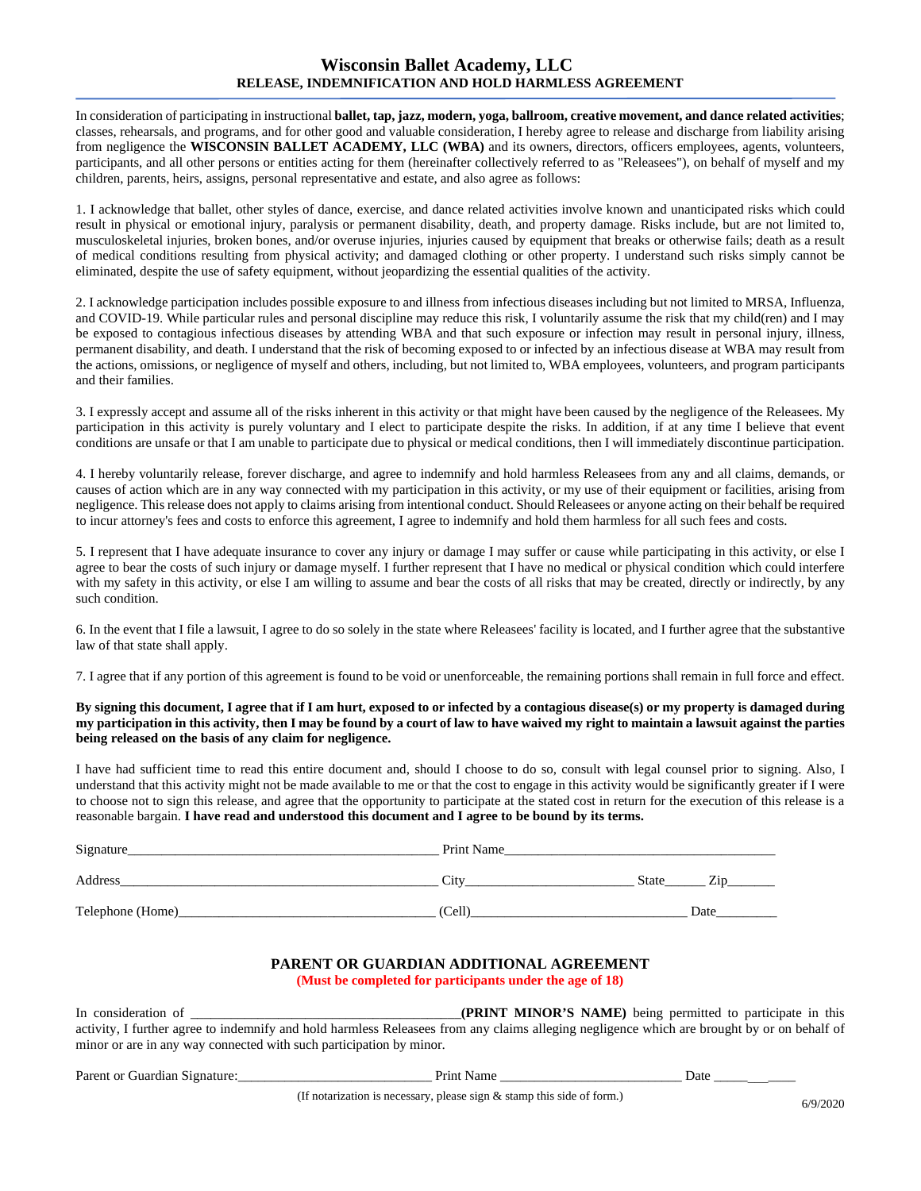# Wisconsin Ballet Academy, LLC

## RELEASE, INDEMNIFICATION AND HOLD HARMLESS AGREEMENT

In consideration of participating in instructional **ballet, tap, jazz, modern, yoga, ballroom, creative movement, and dance related activities**; classes, rehearsals, and programs, and for other good and valuable consideration, I hereby agree to release and discharge from liability arising from negligence the **WISCONSIN BALLET ACADEMY, LLC (WBA)** and its owners, directors, officers employees, agents, volunteers, participants, and all other persons or entities acting for them (hereinafter collectively referred to as "Releasees"), on behalf of myself and my children, parents, heirs, assigns, personal representative and estate, and also agree as follows:

1. I acknowledge that ballet, other styles of dance, exercise, and dance related activities involve known and unanticipated risks which could result in physical or emotional injury, paralysis or permanent disability, death, and property damage. Risks include, but are not limited to, musculoskeletal injuries, broken bones, and/or overuse injuries, injuries caused by equipment that breaks or otherwise fails; death as a result of medical conditions resulting from physical activity; and damaged clothing or other property. I understand such risks simply cannot be eliminated, despite the use of safety equipment, without jeopardizing the essential qualities of the activity.

2. I acknowledge participation includes possible exposure to and illness from infectious diseases including but not limited to MRSA, Influenza, and COVID-19. While particular rules and personal discipline may reduce this risk, I voluntarily assume the risk that my child(ren) and I may be exposed to contagious infectious diseases by attending WBA and that such exposure or infection may result in personal injury, illness, permanent disability, and death. I understand that the risk of becoming exposed to or infected by an infectious disease at WBA may result from the actions, omissions, or negligence of myself and others, including, but not limited to, WBA employees, volunteers, and program participants and their families.

3. I expressly accept and assume all of the risks inherent in this activity or that might have been caused by the negligence of the Releasees. My participation in this activity is purely voluntary and I elect to participate despite the risks. In addition, if at any time I believe that event conditions are unsafe or that I am unable to participate due to physical or medical conditions, then I will immediately discontinue participation.

4. I hereby voluntarily release, forever discharge, and agree to indemnify and hold harmless Releasees from any and all claims, demands, or causes of action which are in any way connected with my participation in this activity, or my use of their equipment or facilities, arising from negligence. This release does not apply to claims arising from intentional conduct. Should Releasees or anyone acting on their behalf be required to incur attorney's fees and costs to enforce this agreement, I agree to indemnify and hold them harmless for all such fees and costs.

5. I represent that I have adequate insurance to cover any injury or damage I may suffer or cause while participating in this activity, or else I agree to bear the costs of such injury or damage myself. I further represent that I have no medical or physical condition which could interfere with my safety in this activity, or else I am willing to assume and bear the costs of all risks that may be created, directly or indirectly, by any such condition.

6. In the event that I file a lawsuit, I agree to do so solely in the state where Releasees' facility is located, and I further agree that the substantive law of that state shall apply.

7. I agree that if any portion of this agreement is found to be void or unenforceable, the remaining portions shall remain in full force and effect.

**By signing this document, I agree that if I am hurt, exposed to or infected by a contagious disease(s) or my property is damaged during my participation in this activity, then I may be found by a court of law to have waived my right to maintain a lawsuit against the parties being released on the basis of any claim for negligence.**

I have had sufficient time to read this entire document and, should I choose to do so, consult with legal counsel prior to signing. Also, I understand that this activity might not be made available to me or that the cost to engage in this activity would be significantly greater if I were to choose not to sign this release, and agree that the opportunity to participate at the stated cost in return for the execution of this release is a reasonable bargain. **I have read and understood this document and I agree to be bound by its terms.**

Signature_______________________________________________ Print Name_________________________________________

Address_________________________________________________ City__________________________ State______ Zip_______

Telephone (Home)______________________________________ (Cell)________________________________ Date_________

## PARENT OR GUARDIAN ADDITIONAL AGREEMENT

**(Must be completed for participants under the age of 18)**

In consideration of ________________________________________**(PRINT MINOR'S NAME)** being permitted to participate in this activity, I further agree to indemnify and hold harmless Releasees from any claims alleging negligence which are brought by or on behalf of minor or are in any way connected with such participation by minor.

Parent or Guardian Signature:_____________________________ Print Name ___________________________ Date ____________

(If notarization is necessary, please sign & stamp this side of form.)

6/9/2020